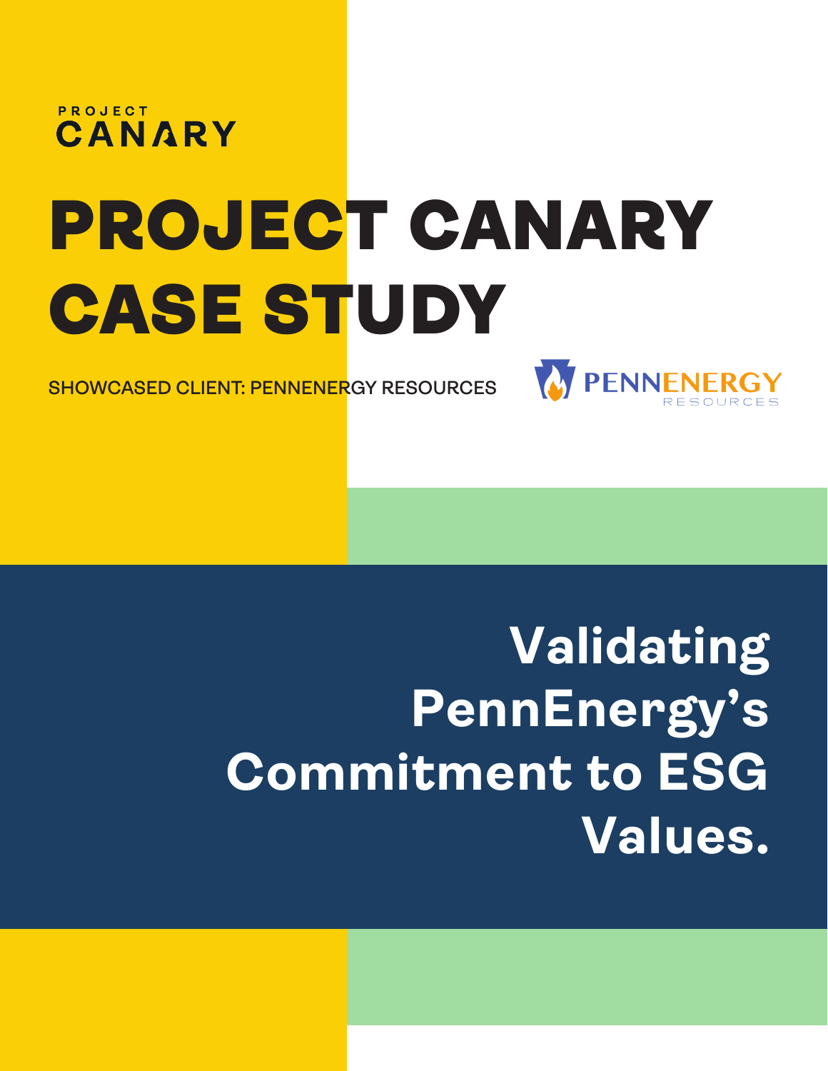PROJECT CANARY

# PROJECT CANARY CASE STUDY

SHOWCASED CLIENT: PENNENERGY RESOURCES

PENNENERGY RESOURCES

## Validating PennEnergy's Commitment to ESG Values.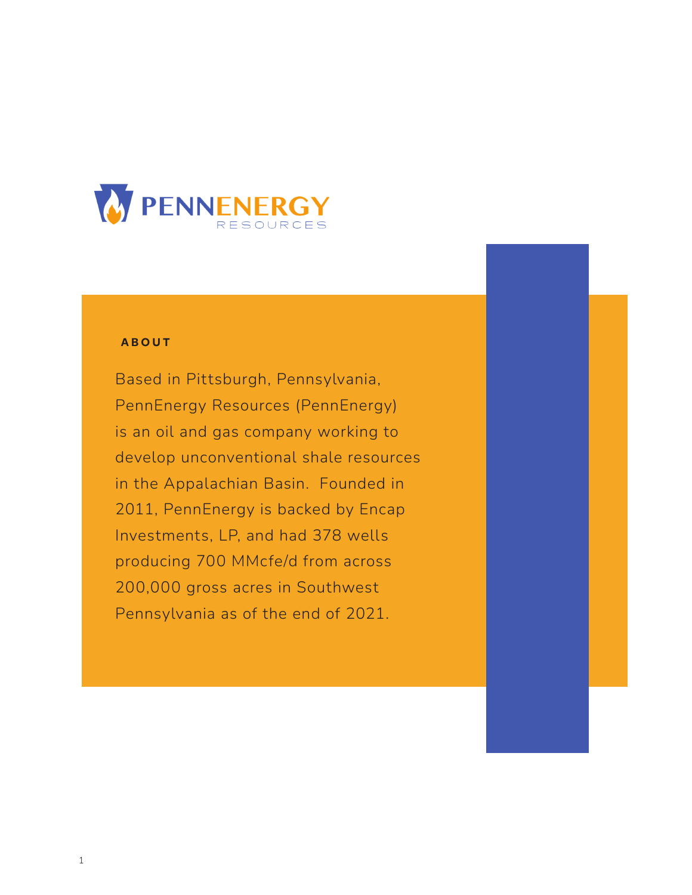PENNENERGY RESOURCES

## ABOUT

Based in Pittsburgh, Pennsylvania, PennEnergy Resources (PennEnergy) is an oil and gas company working to develop unconventional shale resources in the Appalachian Basin. Founded in 2011, PennEnergy is backed by Encap Investments, LP, and had 378 wells producing 700 MMcfe/d from across 200,000 gross acres in Southwest Pennsylvania as of the end of 2021.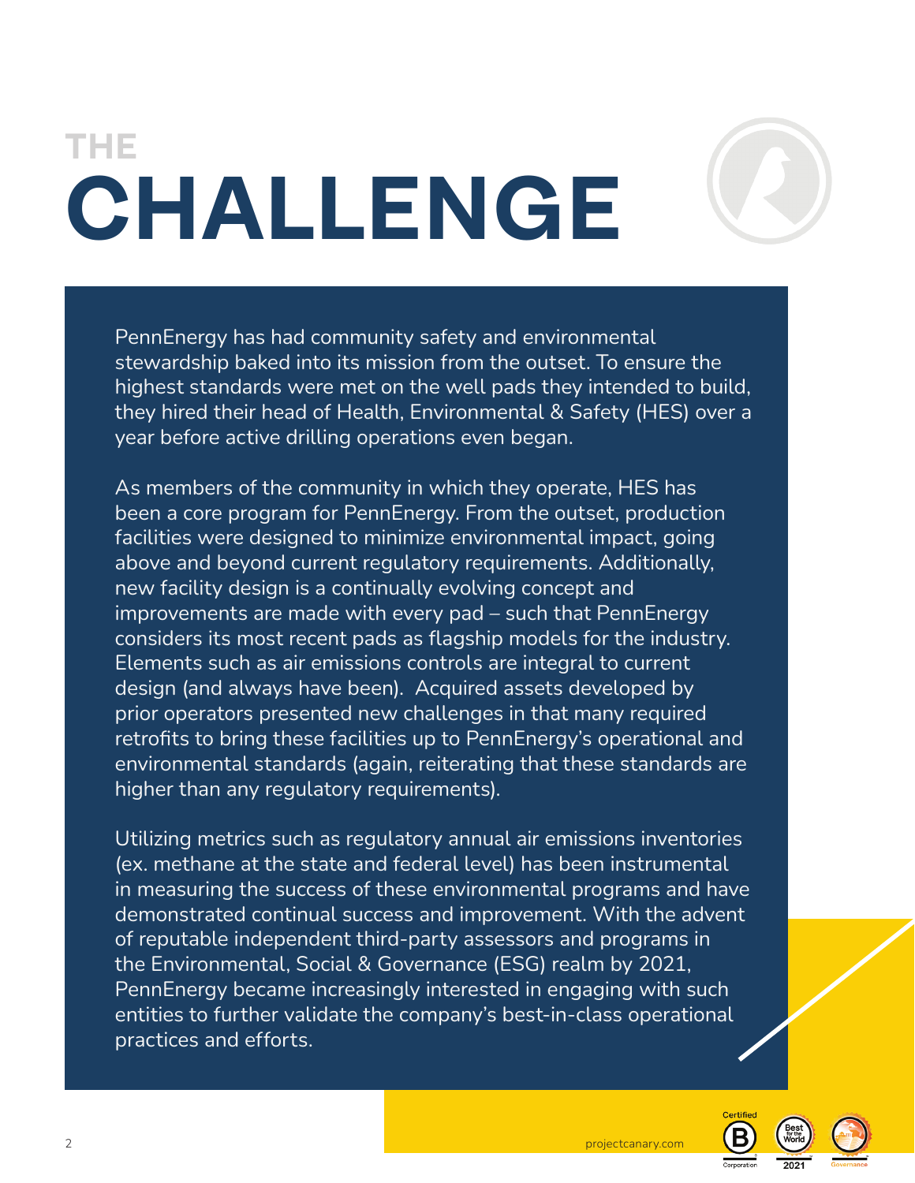# THE CHALLENGE

PennEnergy has had community safety and environmental stewardship baked into its mission from the outset. To ensure the highest standards were met on the well pads they intended to build, they hired their head of Health, Environmental & Safety (HES) over a year before active drilling operations even began.

As members of the community in which they operate, HES has been a core program for PennEnergy. From the outset, production facilities were designed to minimize environmental impact, going above and beyond current regulatory requirements. Additionally, new facility design is a continually evolving concept and improvements are made with every pad – such that PennEnergy considers its most recent pads as flagship models for the industry. Elements such as air emissions controls are integral to current design (and always have been). Acquired assets developed by prior operators presented new challenges in that many required retrofits to bring these facilities up to PennEnergy's operational and environmental standards (again, reiterating that these standards are higher than any regulatory requirements).

Utilizing metrics such as regulatory annual air emissions inventories (ex. methane at the state and federal level) has been instrumental in measuring the success of these environmental programs and have demonstrated continual success and improvement. With the advent of reputable independent third-party assessors and programs in the Environmental, Social & Governance (ESG) realm by 2021, PennEnergy became increasingly interested in engaging with such entities to further validate the company's best-in-class operational practices and efforts.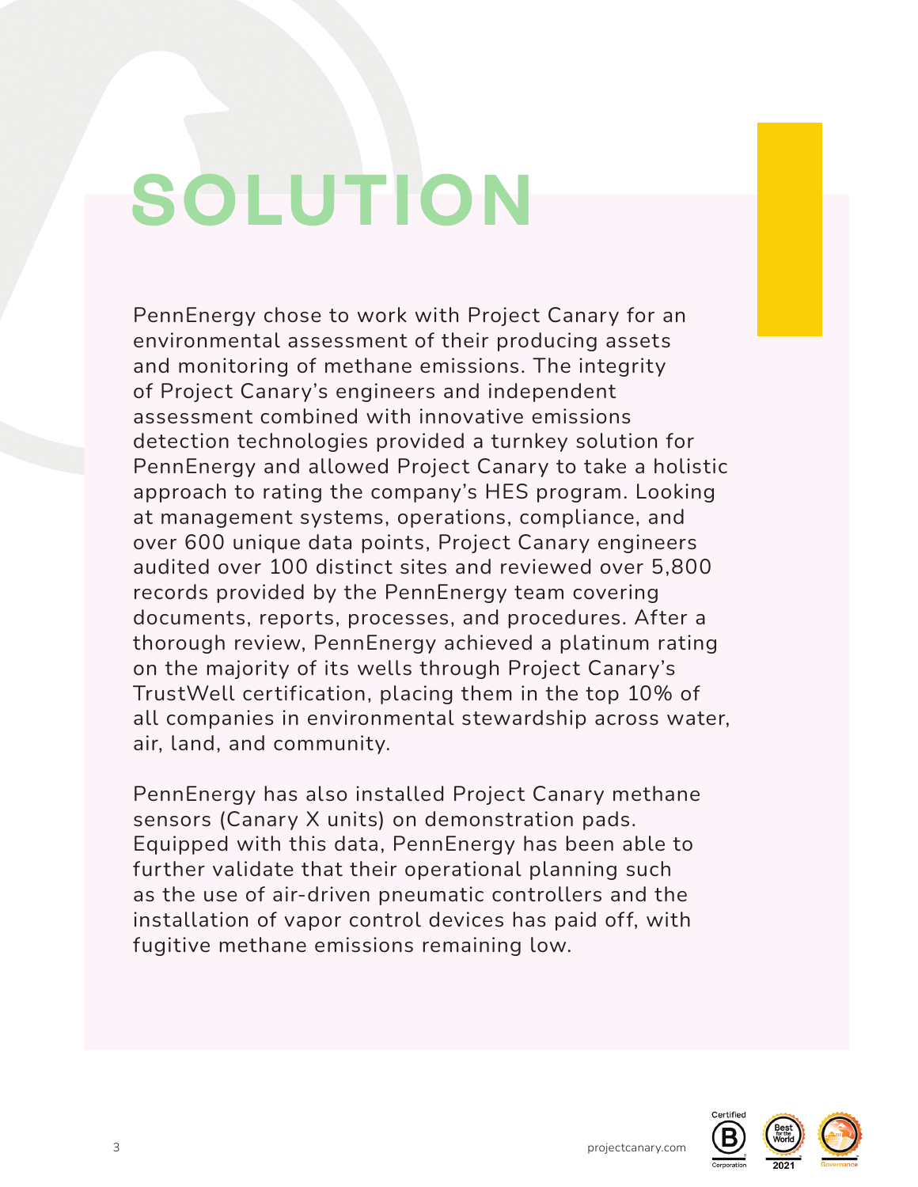# SOLUTION

PennEnergy chose to work with Project Canary for an environmental assessment of their producing assets and monitoring of methane emissions. The integrity of Project Canary's engineers and independent assessment combined with innovative emissions detection technologies provided a turnkey solution for PennEnergy and allowed Project Canary to take a holistic approach to rating the company's HES program. Looking at management systems, operations, compliance, and over 600 unique data points, Project Canary engineers audited over 100 distinct sites and reviewed over 5,800 records provided by the PennEnergy team covering documents, reports, processes, and procedures. After a thorough review, PennEnergy achieved a platinum rating on the majority of its wells through Project Canary's TrustWell certification, placing them in the top 10% of all companies in environmental stewardship across water, air, land, and community.

PennEnergy has also installed Project Canary methane sensors (Canary X units) on demonstration pads. Equipped with this data, PennEnergy has been able to further validate that their operational planning such as the use of air-driven pneumatic controllers and the installation of vapor control devices has paid off, with fugitive methane emissions remaining low.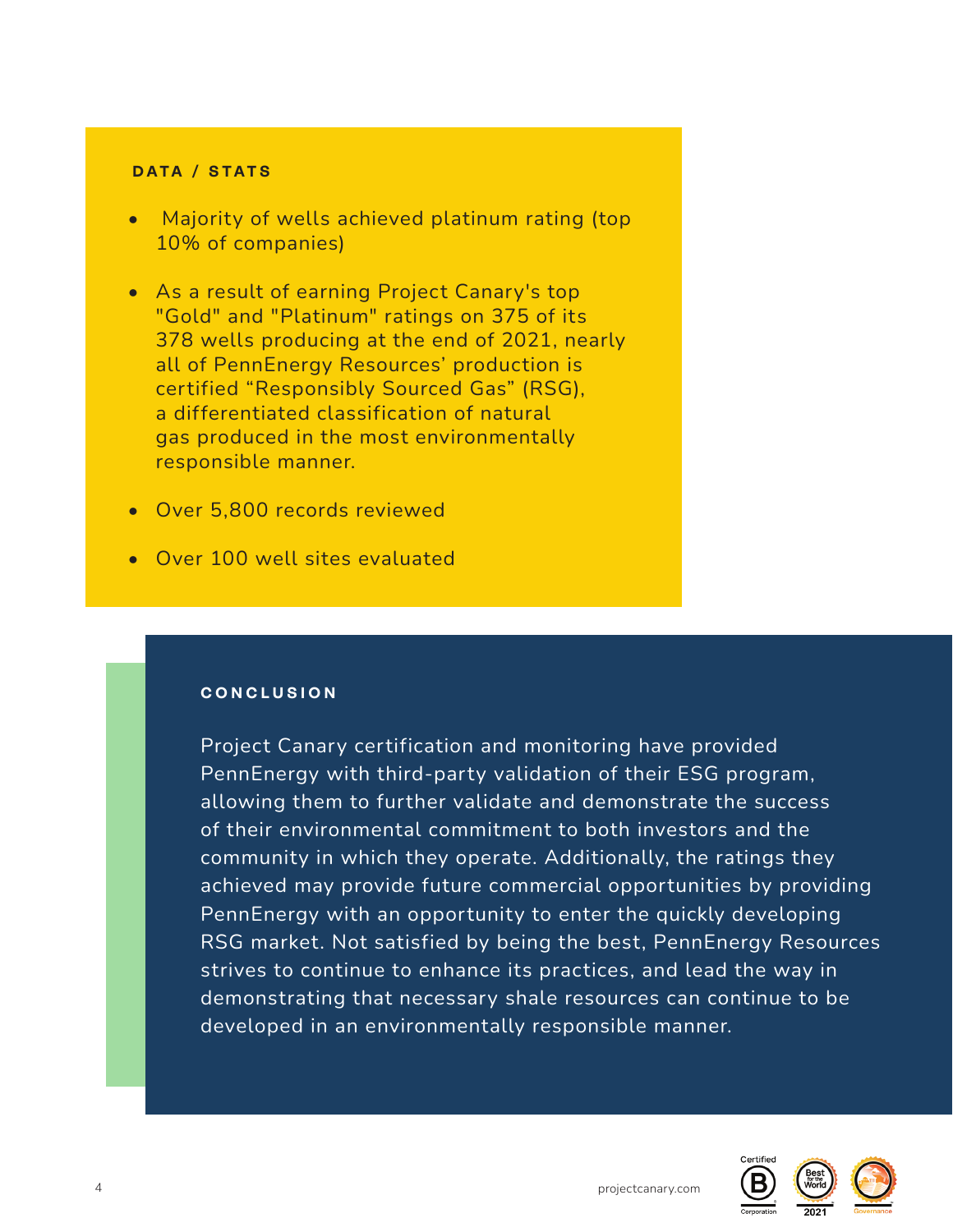### DATA / STATS

- Majority of wells achieved platinum rating (top 10% of companies)
- As a result of earning Project Canary's top "Gold" and "Platinum" ratings on 375 of its 378 wells producing at the end of 2021, nearly all of PennEnergy Resources' production is certified "Responsibly Sourced Gas" (RSG), a differentiated classification of natural gas produced in the most environmentally responsible manner.
- Over 5,800 records reviewed
- Over 100 well sites evaluated

### CONCLUSION

Project Canary certification and monitoring have provided PennEnergy with third-party validation of their ESG program, allowing them to further validate and demonstrate the success of their environmental commitment to both investors and the community in which they operate. Additionally, the ratings they achieved may provide future commercial opportunities by providing PennEnergy with an opportunity to enter the quickly developing RSG market. Not satisfied by being the best, PennEnergy Resources strives to continue to enhance its practices, and lead the way in demonstrating that necessary shale resources can continue to be developed in an environmentally responsible manner.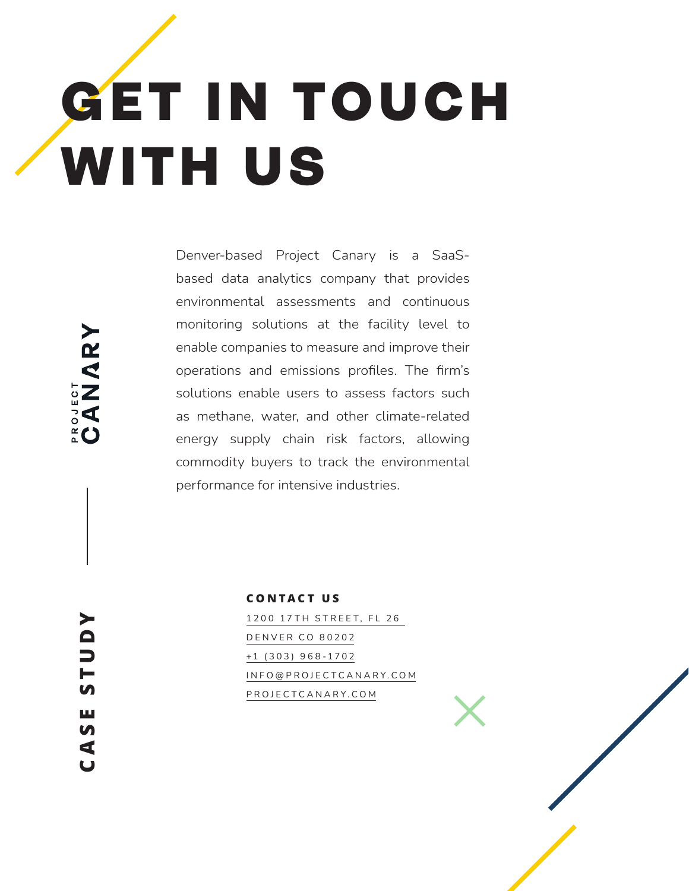# GET IN TOUCH WITH US

PROJECT CANARY

CASE STUDY

Denver-based Project Canary is a SaaS-based data analytics company that provides environmental assessments and continuous monitoring solutions at the facility level to enable companies to measure and improve their operations and emissions profiles. The firm's solutions enable users to assess factors such as methane, water, and other climate-related energy supply chain risk factors, allowing commodity buyers to track the environmental performance for intensive industries.

**CONTACT US**

1200 17TH STREET, FL 26  
DENVER CO 80202  
+1 (303) 968-1702  
INFO@PROJECTCANARY.COM  
PROJECTCANARY.COM